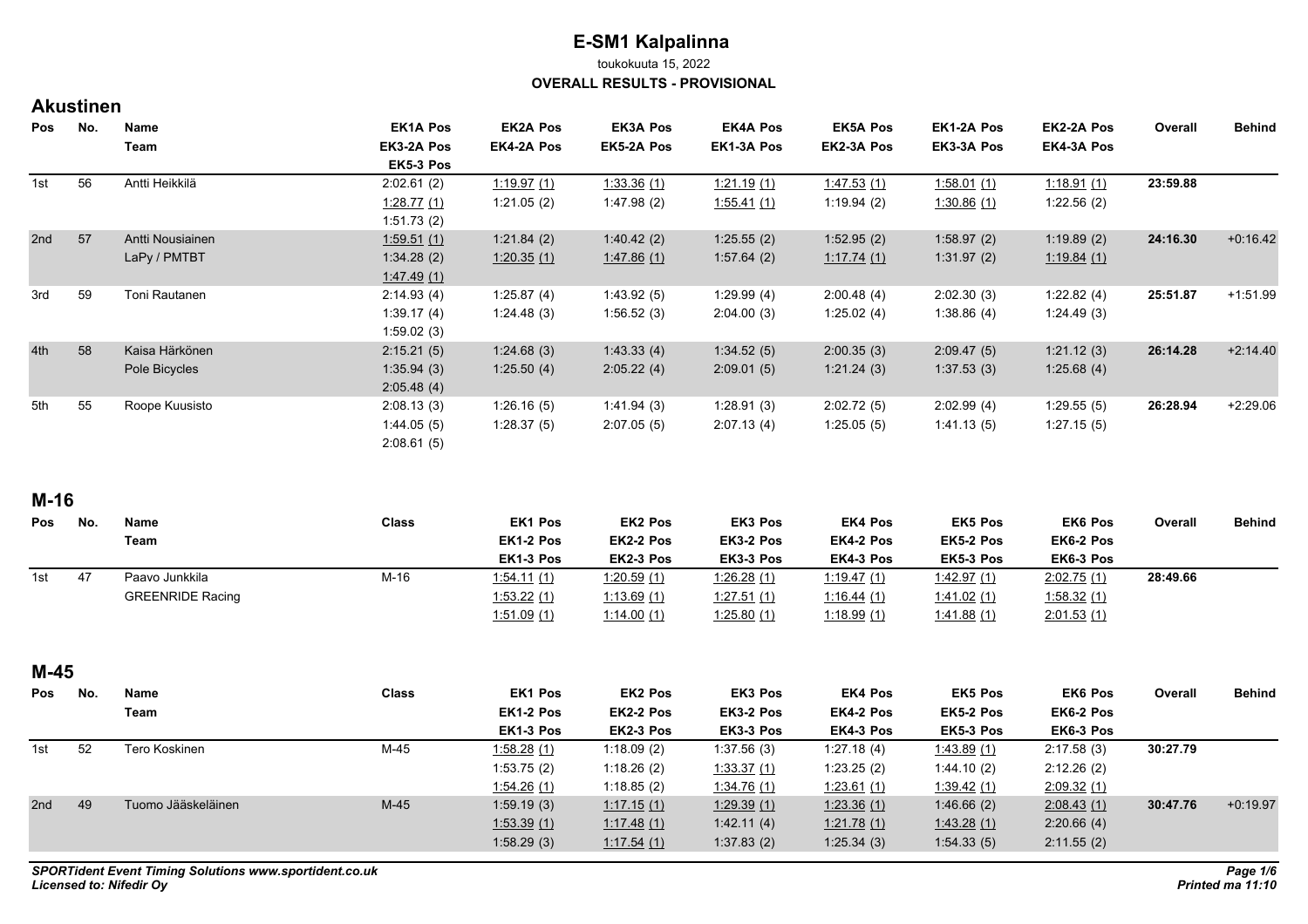# E-SM1 Kalpalinna

toukokuuta 15, 2022

**OVERALL RESULTS - PROVISIONAL**

## Akustinen

| Pos | No. | Name / Team | EK1A Pos / EK3-2A Pos / EK5-3 Pos | EK2A Pos / EK4-2A Pos | EK3A Pos / EK5-2A Pos | EK4A Pos / EK1-3A Pos | EK5A Pos / EK2-3A Pos | EK1-2A Pos / EK3-3A Pos | EK2-2A Pos / EK4-3A Pos | Overall | Behind |
|---|---|---|---|---|---|---|---|---|---|---|---|
| 1st | 56 | Antti Heikkilä | 2:02.61 (2) | 1:19.97 (1) | 1:33.36 (1) | 1:21.19 (1) | 1:47.53 (1) | 1:58.01 (1) | 1:18.91 (1) | 23:59.88 | |
| | | | 1:28.77 (1) | 1:21.05 (2) | 1:47.98 (2) | 1:55.41 (1) | 1:19.94 (2) | 1:30.86 (1) | 1:22.56 (2) | | |
| | | | 1:51.73 (2) | | | | | | | | |
| 2nd | 57 | Antti Nousiainen | 1:59.51 (1) | 1:21.84 (2) | 1:40.42 (2) | 1:25.55 (2) | 1:52.95 (2) | 1:58.97 (2) | 1:19.89 (2) | 24:16.30 | +0:16.42 |
| | | LaPy / PMTBT | 1:34.28 (2) | 1:20.35 (1) | 1:47.86 (1) | 1:57.64 (2) | 1:17.74 (1) | 1:31.97 (2) | 1:19.84 (1) | | |
| | | | 1:47.49 (1) | | | | | | | | |
| 3rd | 59 | Toni Rautanen | 2:14.93 (4) | 1:25.87 (4) | 1:43.92 (5) | 1:29.99 (4) | 2:00.48 (4) | 2:02.30 (3) | 1:22.82 (4) | 25:51.87 | +1:51.99 |
| | | | 1:39.17 (4) | 1:24.48 (3) | 1:56.52 (3) | 2:04.00 (3) | 1:25.02 (4) | 1:38.86 (4) | 1:24.49 (3) | | |
| | | | 1:59.02 (3) | | | | | | | | |
| 4th | 58 | Kaisa Härkönen | 2:15.21 (5) | 1:24.68 (3) | 1:43.33 (4) | 1:34.52 (5) | 2:00.35 (3) | 2:09.47 (5) | 1:21.12 (3) | 26:14.28 | +2:14.40 |
| | | Pole Bicycles | 1:35.94 (3) | 1:25.50 (4) | 2:05.22 (4) | 2:09.01 (5) | 1:21.24 (3) | 1:37.53 (3) | 1:25.68 (4) | | |
| | | | 2:05.48 (4) | | | | | | | | |
| 5th | 55 | Roope Kuusisto | 2:08.13 (3) | 1:26.16 (5) | 1:41.94 (3) | 1:28.91 (3) | 2:02.72 (5) | 2:02.99 (4) | 1:29.55 (5) | 26:28.94 | +2:29.06 |
| | | | 1:44.05 (5) | 1:28.37 (5) | 2:07.05 (5) | 2:07.13 (4) | 1:25.05 (5) | 1:41.13 (5) | 1:27.15 (5) | | |
| | | | 2:08.61 (5) | | | | | | | | |

## M-16

| Pos | No. | Name / Team | Class | EK1 Pos / EK1-2 Pos / EK1-3 Pos | EK2 Pos / EK2-2 Pos / EK2-3 Pos | EK3 Pos / EK3-2 Pos / EK3-3 Pos | EK4 Pos / EK4-2 Pos / EK4-3 Pos | EK5 Pos / EK5-2 Pos / EK5-3 Pos | EK6 Pos / EK6-2 Pos / EK6-3 Pos | Overall | Behind |
|---|---|---|---|---|---|---|---|---|---|---|---|
| 1st | 47 | Paavo Junkkila | M-16 | 1:54.11 (1) | 1:20.59 (1) | 1:26.28 (1) | 1:19.47 (1) | 1:42.97 (1) | 2:02.75 (1) | 28:49.66 | |
| | | GREENRIDE Racing | | 1:53.22 (1) | 1:13.69 (1) | 1:27.51 (1) | 1:16.44 (1) | 1:41.02 (1) | 1:58.32 (1) | | |
| | | | | 1:51.09 (1) | 1:14.00 (1) | 1:25.80 (1) | 1:18.99 (1) | 1:41.88 (1) | 2:01.53 (1) | | |

## M-45

| Pos | No. | Name / Team | Class | EK1 Pos / EK1-2 Pos / EK1-3 Pos | EK2 Pos / EK2-2 Pos / EK2-3 Pos | EK3 Pos / EK3-2 Pos / EK3-3 Pos | EK4 Pos / EK4-2 Pos / EK4-3 Pos | EK5 Pos / EK5-2 Pos / EK5-3 Pos | EK6 Pos / EK6-2 Pos / EK6-3 Pos | Overall | Behind |
|---|---|---|---|---|---|---|---|---|---|---|---|
| 1st | 52 | Tero Koskinen | M-45 | 1:58.28 (1) | 1:18.09 (2) | 1:37.56 (3) | 1:27.18 (4) | 1:43.89 (1) | 2:17.58 (3) | 30:27.79 | |
| | | | | 1:53.75 (2) | 1:18.26 (2) | 1:33.37 (1) | 1:23.25 (2) | 1:44.10 (2) | 2:12.26 (2) | | |
| | | | | 1:54.26 (1) | 1:18.85 (2) | 1:34.76 (1) | 1:23.61 (1) | 1:39.42 (1) | 2:09.32 (1) | | |
| 2nd | 49 | Tuomo Jääskeläinen | M-45 | 1:59.19 (3) | 1:17.15 (1) | 1:29.39 (1) | 1:23.36 (1) | 1:46.66 (2) | 2:08.43 (1) | 30:47.76 | +0:19.97 |
| | | | | 1:53.39 (1) | 1:17.48 (1) | 1:42.11 (4) | 1:21.78 (1) | 1:43.28 (1) | 2:20.66 (4) | | |
| | | | | 1:58.29 (3) | 1:17.54 (1) | 1:37.83 (2) | 1:25.34 (3) | 1:54.33 (5) | 2:11.55 (2) | | |

*SPORTident Event Timing Solutions www.sportident.co.uk*
*Licensed to: Nifedir Oy*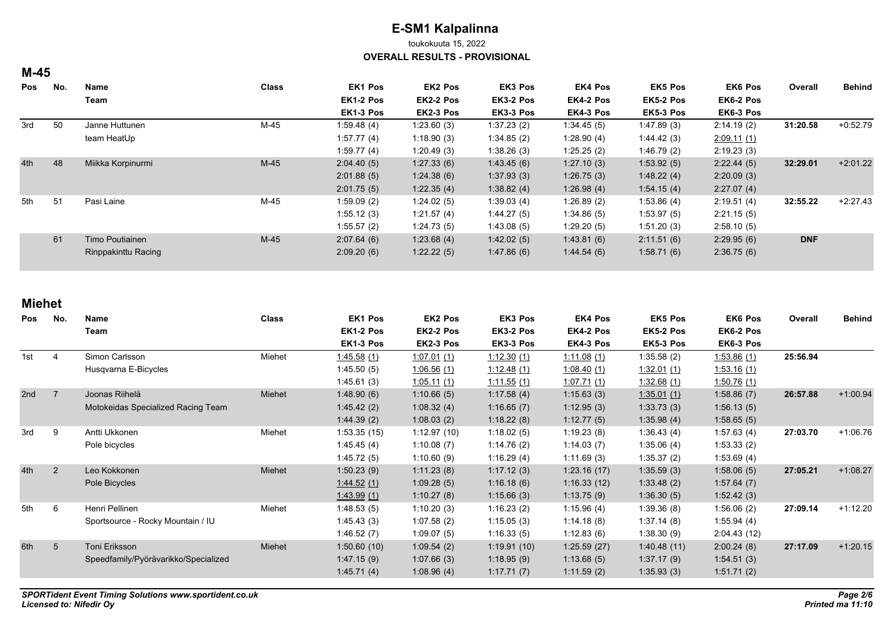# E-SM1 Kalpalinna

toukokuuta 15, 2022

**OVERALL RESULTS - PROVISIONAL**

## M-45

| Pos | No. | Name / Team | Class | EK1 Pos / EK1-2 Pos / EK1-3 Pos | EK2 Pos / EK2-2 Pos / EK2-3 Pos | EK3 Pos / EK3-2 Pos / EK3-3 Pos | EK4 Pos / EK4-2 Pos / EK4-3 Pos | EK5 Pos / EK5-2 Pos / EK5-3 Pos | EK6 Pos / EK6-2 Pos / EK6-3 Pos | Overall | Behind |
|---|---|---|---|---|---|---|---|---|---|---|---|
| 3rd | 50 | Janne Huttunen | M-45 | 1:59.48 (4) | 1:23.60 (3) | 1:37.23 (2) | 1:34.45 (5) | 1:47.89 (3) | 2:14.19 (2) | **31:20.58** | +0:52.79 |
| | | team HeatUp | | 1:57.77 (4) | 1:18.90 (3) | 1:34.85 (2) | 1:28.90 (4) | 1:44.42 (3) | 2:09.11 (1) | | |
| | | | | 1:59.77 (4) | 1:20.49 (3) | 1:38.26 (3) | 1:25.25 (2) | 1:46.79 (2) | 2:19.23 (3) | | |
| 4th | 48 | Miikka Korpinurmi | M-45 | 2:04.40 (5) | 1:27.33 (6) | 1:43.45 (6) | 1:27.10 (3) | 1:53.92 (5) | 2:22.44 (5) | **32:29.01** | +2:01.22 |
| | | | | 2:01.88 (5) | 1:24.38 (6) | 1:37.93 (3) | 1:26.75 (3) | 1:48.22 (4) | 2:20.09 (3) | | |
| | | | | 2:01.75 (5) | 1:22.35 (4) | 1:38.82 (4) | 1:26.98 (4) | 1:54.15 (4) | 2:27.07 (4) | | |
| 5th | 51 | Pasi Laine | M-45 | 1:59.09 (2) | 1:24.02 (5) | 1:39.03 (4) | 1:26.89 (2) | 1:53.86 (4) | 2:19.51 (4) | **32:55.22** | +2:27.43 |
| | | | | 1:55.12 (3) | 1:21.57 (4) | 1:44.27 (5) | 1:34.86 (5) | 1:53.97 (5) | 2:21.15 (5) | | |
| | | | | 1:55.57 (2) | 1:24.73 (5) | 1:43.08 (5) | 1:29.20 (5) | 1:51.20 (3) | 2:58.10 (5) | | |
| | 61 | Timo Poutiainen | M-45 | 2:07.64 (6) | 1:23.68 (4) | 1:42.02 (5) | 1:43.81 (6) | 2:11.51 (6) | 2:29.95 (6) | **DNF** | |
| | | Rinppakinttu Racing | | 2:09.20 (6) | 1:22.22 (5) | 1:47.86 (6) | 1:44.54 (6) | 1:58.71 (6) | 2:36.75 (6) | | |

## Miehet

| Pos | No. | Name / Team | Class | EK1 Pos / EK1-2 Pos / EK1-3 Pos | EK2 Pos / EK2-2 Pos / EK2-3 Pos | EK3 Pos / EK3-2 Pos / EK3-3 Pos | EK4 Pos / EK4-2 Pos / EK4-3 Pos | EK5 Pos / EK5-2 Pos / EK5-3 Pos | EK6 Pos / EK6-2 Pos / EK6-3 Pos | Overall | Behind |
|---|---|---|---|---|---|---|---|---|---|---|---|
| 1st | 4 | Simon Carlsson | Miehet | 1:45.58 (1) | 1:07.01 (1) | 1:12.30 (1) | 1:11.08 (1) | 1:35.58 (2) | 1:53.86 (1) | **25:56.94** | |
| | | Husqvarna E-Bicycles | | 1:45.50 (5) | 1:06.56 (1) | 1:12.48 (1) | 1:08.40 (1) | 1:32.01 (1) | 1:53.16 (1) | | |
| | | | | 1:45.61 (3) | 1:05.11 (1) | 1:11.55 (1) | 1:07.71 (1) | 1:32.68 (1) | 1:50.76 (1) | | |
| 2nd | 7 | Joonas Riihelä | Miehet | 1:48.90 (6) | 1:10.66 (5) | 1:17.58 (4) | 1:15.63 (3) | 1:35.01 (1) | 1:58.86 (7) | **26:57.88** | +1:00.94 |
| | | Motokeidas Specialized Racing Team | | 1:45.42 (2) | 1:08.32 (4) | 1:16.65 (7) | 1:12.95 (3) | 1:33.73 (3) | 1:56.13 (5) | | |
| | | | | 1:44.39 (2) | 1:08.03 (2) | 1:18.22 (8) | 1:12.77 (5) | 1:35.98 (4) | 1:58.65 (5) | | |
| 3rd | 9 | Antti Ukkonen | Miehet | 1:53.35 (15) | 1:12.97 (10) | 1:18.02 (5) | 1:19.23 (8) | 1:36.43 (4) | 1:57.63 (4) | **27:03.70** | +1:06.76 |
| | | Pole bicycles | | 1:45.45 (4) | 1:10.08 (7) | 1:14.76 (2) | 1:14.03 (7) | 1:35.06 (4) | 1:53.33 (2) | | |
| | | | | 1:45.72 (5) | 1:10.60 (9) | 1:16.29 (4) | 1:11.69 (3) | 1:35.37 (2) | 1:53.69 (4) | | |
| 4th | 2 | Leo Kokkonen | Miehet | 1:50.23 (9) | 1:11.23 (8) | 1:17.12 (3) | 1:23.16 (17) | 1:35.59 (3) | 1:58.06 (5) | **27:05.21** | +1:08.27 |
| | | Pole Bicycles | | 1:44.52 (1) | 1:09.28 (5) | 1:16.18 (6) | 1:16.33 (12) | 1:33.48 (2) | 1:57.64 (7) | | |
| | | | | 1:43.99 (1) | 1:10.27 (8) | 1:15.66 (3) | 1:13.75 (9) | 1:36.30 (5) | 1:52.42 (3) | | |
| 5th | 6 | Henri Pellinen | Miehet | 1:48.53 (5) | 1:10.20 (3) | 1:16.23 (2) | 1:15.96 (4) | 1:39.36 (8) | 1:56.06 (2) | **27:09.14** | +1:12.20 |
| | | Sportsource - Rocky Mountain / IU | | 1:45.43 (3) | 1:07.58 (2) | 1:15.05 (3) | 1:14.18 (8) | 1:37.14 (8) | 1:55.94 (4) | | |
| | | | | 1:46.52 (7) | 1:09.07 (5) | 1:16.33 (5) | 1:12.83 (6) | 1:38.30 (9) | 2:04.43 (12) | | |
| 6th | 5 | Toni Eriksson | Miehet | 1:50.60 (10) | 1:09.54 (2) | 1:19.91 (10) | 1:25.59 (27) | 1:40.48 (11) | 2:00.24 (8) | **27:17.09** | +1:20.15 |
| | | Speedfamily/Pyörävarikko/Specialized | | 1:47.15 (9) | 1:07.66 (3) | 1:18.95 (9) | 1:13.68 (5) | 1:37.17 (9) | 1:54.51 (3) | | |
| | | | | 1:45.71 (4) | 1:08.96 (4) | 1:17.71 (7) | 1:11.59 (2) | 1:35.93 (3) | 1:51.71 (2) | | |

*SPORTident Event Timing Solutions www.sportident.co.uk*
*Licensed to: Nifedir Oy*

*Printed ma 11:10*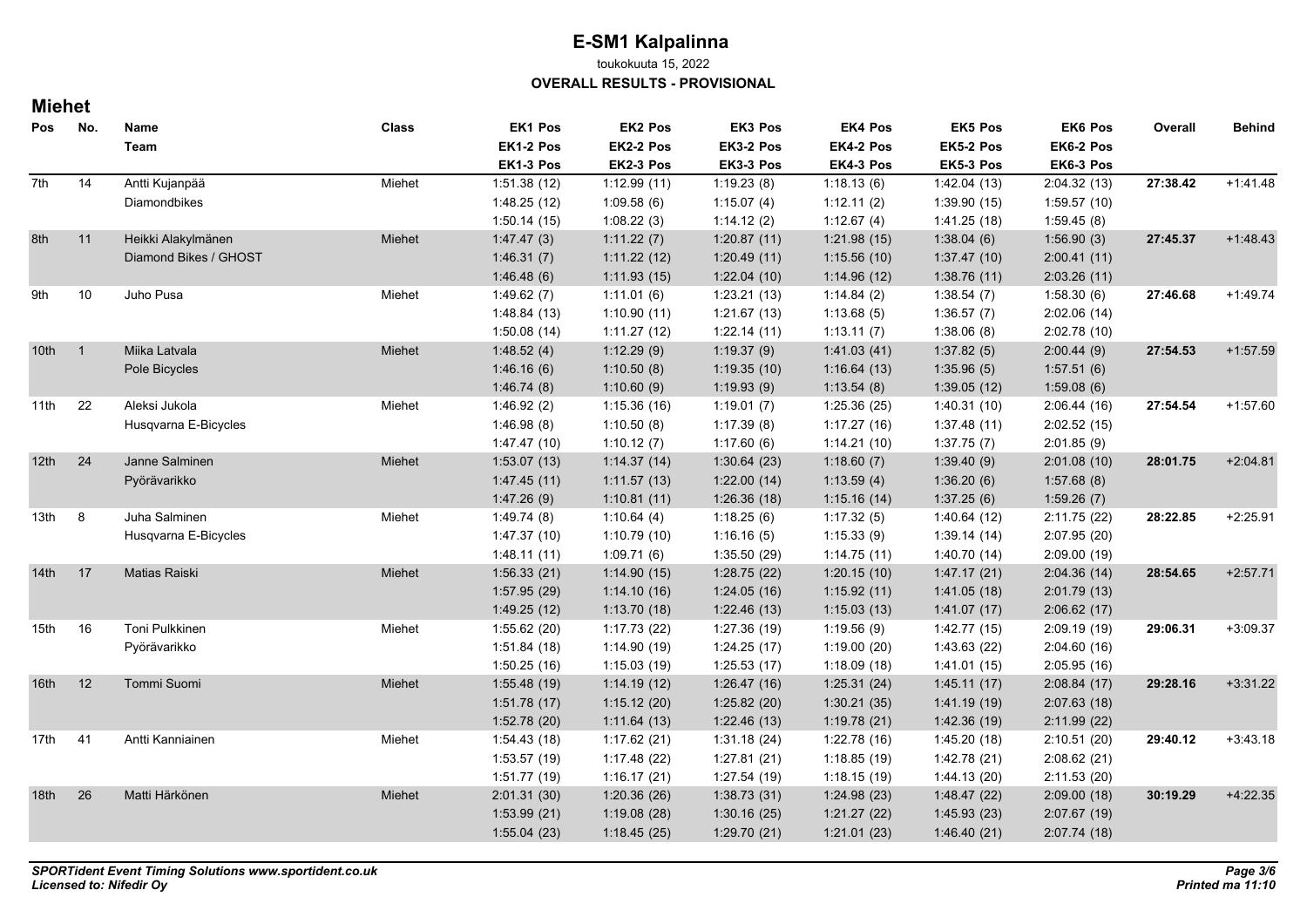# E-SM1 Kalpalinna

toukokuuta 15, 2022

**OVERALL RESULTS - PROVISIONAL**

## Miehet

| Pos | No. | Name / Team | Class | EK1 Pos / EK1-2 Pos / EK1-3 Pos | EK2 Pos / EK2-2 Pos / EK2-3 Pos | EK3 Pos / EK3-2 Pos / EK3-3 Pos | EK4 Pos / EK4-2 Pos / EK4-3 Pos | EK5 Pos / EK5-2 Pos / EK5-3 Pos | EK6 Pos / EK6-2 Pos / EK6-3 Pos | Overall | Behind |
|---|---|---|---|---|---|---|---|---|---|---|---|
| 7th | 14 | Antti Kujanpää | Miehet | 1:51.38 (12) | 1:12.99 (11) | 1:19.23 (8) | 1:18.13 (6) | 1:42.04 (13) | 2:04.32 (13) | 27:38.42 | +1:41.48 |
| | | Diamondbikes | | 1:48.25 (12) | 1:09.58 (6) | 1:15.07 (4) | 1:12.11 (2) | 1:39.90 (15) | 1:59.57 (10) | | |
| | | | | 1:50.14 (15) | 1:08.22 (3) | 1:14.12 (2) | 1:12.67 (4) | 1:41.25 (18) | 1:59.45 (8) | | |
| 8th | 11 | Heikki Alakylmänen | Miehet | 1:47.47 (3) | 1:11.22 (7) | 1:20.87 (11) | 1:21.98 (15) | 1:38.04 (6) | 1:56.90 (3) | 27:45.37 | +1:48.43 |
| | | Diamond Bikes / GHOST | | 1:46.31 (7) | 1:11.22 (12) | 1:20.49 (11) | 1:15.56 (10) | 1:37.47 (10) | 2:00.41 (11) | | |
| | | | | 1:46.48 (6) | 1:11.93 (15) | 1:22.04 (10) | 1:14.96 (12) | 1:38.76 (11) | 2:03.26 (11) | | |
| 9th | 10 | Juho Pusa | Miehet | 1:49.62 (7) | 1:11.01 (6) | 1:23.21 (13) | 1:14.84 (2) | 1:38.54 (7) | 1:58.30 (6) | 27:46.68 | +1:49.74 |
| | | | | 1:48.84 (13) | 1:10.90 (11) | 1:21.67 (13) | 1:13.68 (5) | 1:36.57 (7) | 2:02.06 (14) | | |
| | | | | 1:50.08 (14) | 1:11.27 (12) | 1:22.14 (11) | 1:13.11 (7) | 1:38.06 (8) | 2:02.78 (10) | | |
| 10th | 1 | Miika Latvala | Miehet | 1:48.52 (4) | 1:12.29 (9) | 1:19.37 (9) | 1:41.03 (41) | 1:37.82 (5) | 2:00.44 (9) | 27:54.53 | +1:57.59 |
| | | Pole Bicycles | | 1:46.16 (6) | 1:10.50 (8) | 1:19.35 (10) | 1:16.64 (13) | 1:35.96 (5) | 1:57.51 (6) | | |
| | | | | 1:46.74 (8) | 1:10.60 (9) | 1:19.93 (9) | 1:13.54 (8) | 1:39.05 (12) | 1:59.08 (6) | | |
| 11th | 22 | Aleksi Jukola | Miehet | 1:46.92 (2) | 1:15.36 (16) | 1:19.01 (7) | 1:25.36 (25) | 1:40.31 (10) | 2:06.44 (16) | 27:54.54 | +1:57.60 |
| | | Husqvarna E-Bicycles | | 1:46.98 (8) | 1:10.50 (8) | 1:17.39 (8) | 1:17.27 (16) | 1:37.48 (11) | 2:02.52 (15) | | |
| | | | | 1:47.47 (10) | 1:10.12 (7) | 1:17.60 (6) | 1:14.21 (10) | 1:37.75 (7) | 2:01.85 (9) | | |
| 12th | 24 | Janne Salminen | Miehet | 1:53.07 (13) | 1:14.37 (14) | 1:30.64 (23) | 1:18.60 (7) | 1:39.40 (9) | 2:01.08 (10) | 28:01.75 | +2:04.81 |
| | | Pyörävarikko | | 1:47.45 (11) | 1:11.57 (13) | 1:22.00 (14) | 1:13.59 (4) | 1:36.20 (6) | 1:57.68 (8) | | |
| | | | | 1:47.26 (9) | 1:10.81 (11) | 1:26.36 (18) | 1:15.16 (14) | 1:37.25 (6) | 1:59.26 (7) | | |
| 13th | 8 | Juha Salminen | Miehet | 1:49.74 (8) | 1:10.64 (4) | 1:18.25 (6) | 1:17.32 (5) | 1:40.64 (12) | 2:11.75 (22) | 28:22.85 | +2:25.91 |
| | | Husqvarna E-Bicycles | | 1:47.37 (10) | 1:10.79 (10) | 1:16.16 (5) | 1:15.33 (9) | 1:39.14 (14) | 2:07.95 (20) | | |
| | | | | 1:48.11 (11) | 1:09.71 (6) | 1:35.50 (29) | 1:14.75 (11) | 1:40.70 (14) | 2:09.00 (19) | | |
| 14th | 17 | Matias Raiski | Miehet | 1:56.33 (21) | 1:14.90 (15) | 1:28.75 (22) | 1:20.15 (10) | 1:47.17 (21) | 2:04.36 (14) | 28:54.65 | +2:57.71 |
| | | | | 1:57.95 (29) | 1:14.10 (16) | 1:24.05 (16) | 1:15.92 (11) | 1:41.05 (18) | 2:01.79 (13) | | |
| | | | | 1:49.25 (12) | 1:13.70 (18) | 1:22.46 (13) | 1:15.03 (13) | 1:41.07 (17) | 2:06.62 (17) | | |
| 15th | 16 | Toni Pulkkinen | Miehet | 1:55.62 (20) | 1:17.73 (22) | 1:27.36 (19) | 1:19.56 (9) | 1:42.77 (15) | 2:09.19 (19) | 29:06.31 | +3:09.37 |
| | | Pyörävarikko | | 1:51.84 (18) | 1:14.90 (19) | 1:24.25 (17) | 1:19.00 (20) | 1:43.63 (22) | 2:04.60 (16) | | |
| | | | | 1:50.25 (16) | 1:15.03 (19) | 1:25.53 (17) | 1:18.09 (18) | 1:41.01 (15) | 2:05.95 (16) | | |
| 16th | 12 | Tommi Suomi | Miehet | 1:55.48 (19) | 1:14.19 (12) | 1:26.47 (16) | 1:25.31 (24) | 1:45.11 (17) | 2:08.84 (17) | 29:28.16 | +3:31.22 |
| | | | | 1:51.78 (17) | 1:15.12 (20) | 1:25.82 (20) | 1:30.21 (35) | 1:41.19 (19) | 2:07.63 (18) | | |
| | | | | 1:52.78 (20) | 1:11.64 (13) | 1:22.46 (13) | 1:19.78 (21) | 1:42.36 (19) | 2:11.99 (22) | | |
| 17th | 41 | Antti Kanniainen | Miehet | 1:54.43 (18) | 1:17.62 (21) | 1:31.18 (24) | 1:22.78 (16) | 1:45.20 (18) | 2:10.51 (20) | 29:40.12 | +3:43.18 |
| | | | | 1:53.57 (19) | 1:17.48 (22) | 1:27.81 (21) | 1:18.85 (19) | 1:42.78 (21) | 2:08.62 (21) | | |
| | | | | 1:51.77 (19) | 1:16.17 (21) | 1:27.54 (19) | 1:18.15 (19) | 1:44.13 (20) | 2:11.53 (20) | | |
| 18th | 26 | Matti Härkönen | Miehet | 2:01.31 (30) | 1:20.36 (26) | 1:38.73 (31) | 1:24.98 (23) | 1:48.47 (22) | 2:09.00 (18) | 30:19.29 | +4:22.35 |
| | | | | 1:53.99 (21) | 1:19.08 (28) | 1:30.16 (25) | 1:21.27 (22) | 1:45.93 (23) | 2:07.67 (19) | | |
| | | | | 1:55.04 (23) | 1:18.45 (25) | 1:29.70 (21) | 1:21.01 (23) | 1:46.40 (21) | 2:07.74 (18) | | |

*SPORTident Event Timing Solutions www.sportident.co.uk*
*Licensed to: Nifedir Oy*

*Printed ma 11:10*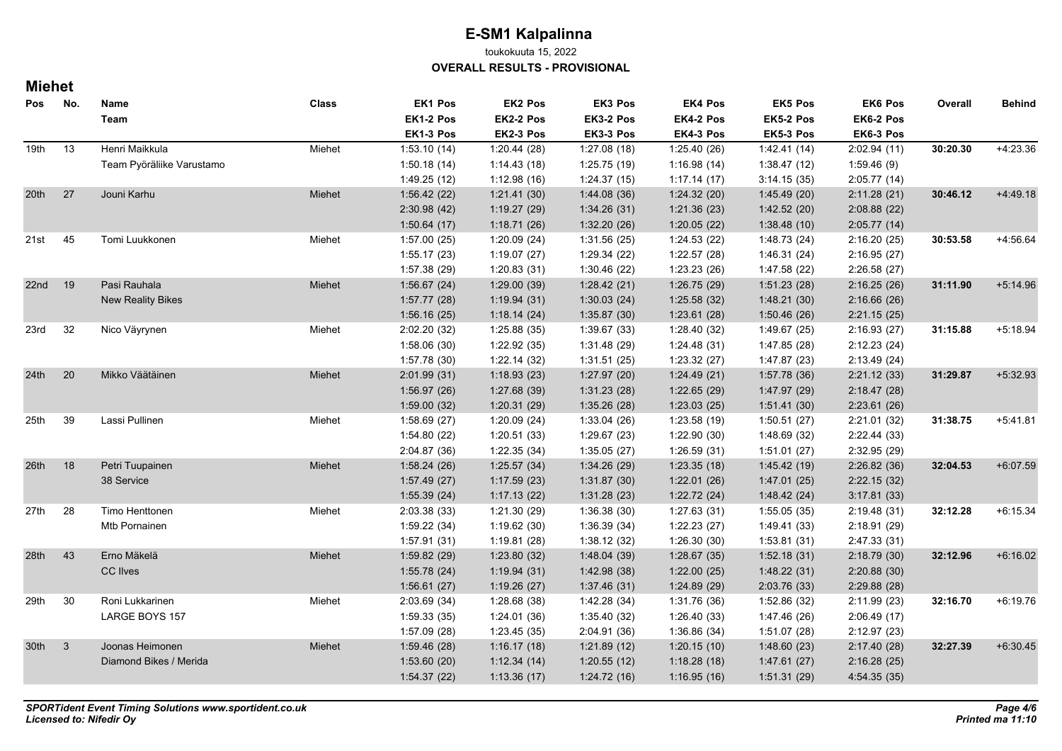# E-SM1 Kalpalinna

toukokuuta 15, 2022

**OVERALL RESULTS - PROVISIONAL**

## Miehet

| Pos | No. | Name / Team | Class | EK1 Pos / EK1-2 Pos / EK1-3 Pos | EK2 Pos / EK2-2 Pos / EK2-3 Pos | EK3 Pos / EK3-2 Pos / EK3-3 Pos | EK4 Pos / EK4-2 Pos / EK4-3 Pos | EK5 Pos / EK5-2 Pos / EK5-3 Pos | EK6 Pos / EK6-2 Pos / EK6-3 Pos | Overall | Behind |
|---|---|---|---|---|---|---|---|---|---|---|---|
| 19th | 13 | Henri Maikkula | Miehet | 1:53.10 (14) | 1:20.44 (28) | 1:27.08 (18) | 1:25.40 (26) | 1:42.41 (14) | 2:02.94 (11) | **30:20.30** | +4:23.36 |
| | | Team Pyöräliike Varustamo | | 1:50.18 (14) | 1:14.43 (18) | 1:25.75 (19) | 1:16.98 (14) | 1:38.47 (12) | 1:59.46 (9) | | |
| | | | | 1:49.25 (12) | 1:12.98 (16) | 1:24.37 (15) | 1:17.14 (17) | 3:14.15 (35) | 2:05.77 (14) | | |
| 20th | 27 | Jouni Karhu | Miehet | 1:56.42 (22) | 1:21.41 (30) | 1:44.08 (36) | 1:24.32 (20) | 1:45.49 (20) | 2:11.28 (21) | **30:46.12** | +4:49.18 |
| | | | | 2:30.98 (42) | 1:19.27 (29) | 1:34.26 (31) | 1:21.36 (23) | 1:42.52 (20) | 2:08.88 (22) | | |
| | | | | 1:50.64 (17) | 1:18.71 (26) | 1:32.20 (26) | 1:20.05 (22) | 1:38.48 (10) | 2:05.77 (14) | | |
| 21st | 45 | Tomi Luukkonen | Miehet | 1:57.00 (25) | 1:20.09 (24) | 1:31.56 (25) | 1:24.53 (22) | 1:48.73 (24) | 2:16.20 (25) | **30:53.58** | +4:56.64 |
| | | | | 1:55.17 (23) | 1:19.07 (27) | 1:29.34 (22) | 1:22.57 (28) | 1:46.31 (24) | 2:16.95 (27) | | |
| | | | | 1:57.38 (29) | 1:20.83 (31) | 1:30.46 (22) | 1:23.23 (26) | 1:47.58 (22) | 2:26.58 (27) | | |
| 22nd | 19 | Pasi Rauhala | Miehet | 1:56.67 (24) | 1:29.00 (39) | 1:28.42 (21) | 1:26.75 (29) | 1:51.23 (28) | 2:16.25 (26) | **31:11.90** | +5:14.96 |
| | | New Reality Bikes | | 1:57.77 (28) | 1:19.94 (31) | 1:30.03 (24) | 1:25.58 (32) | 1:48.21 (30) | 2:16.66 (26) | | |
| | | | | 1:56.16 (25) | 1:18.14 (24) | 1:35.87 (30) | 1:23.61 (28) | 1:50.46 (26) | 2:21.15 (25) | | |
| 23rd | 32 | Nico Väyrynen | Miehet | 2:02.20 (32) | 1:25.88 (35) | 1:39.67 (33) | 1:28.40 (32) | 1:49.67 (25) | 2:16.93 (27) | **31:15.88** | +5:18.94 |
| | | | | 1:58.06 (30) | 1:22.92 (35) | 1:31.48 (29) | 1:24.48 (31) | 1:47.85 (28) | 2:12.23 (24) | | |
| | | | | 1:57.78 (30) | 1:22.14 (32) | 1:31.51 (25) | 1:23.32 (27) | 1:47.87 (23) | 2:13.49 (24) | | |
| 24th | 20 | Mikko Väätäinen | Miehet | 2:01.99 (31) | 1:18.93 (23) | 1:27.97 (20) | 1:24.49 (21) | 1:57.78 (36) | 2:21.12 (33) | **31:29.87** | +5:32.93 |
| | | | | 1:56.97 (26) | 1:27.68 (39) | 1:31.23 (28) | 1:22.65 (29) | 1:47.97 (29) | 2:18.47 (28) | | |
| | | | | 1:59.00 (32) | 1:20.31 (29) | 1:35.26 (28) | 1:23.03 (25) | 1:51.41 (30) | 2:23.61 (26) | | |
| 25th | 39 | Lassi Pullinen | Miehet | 1:58.69 (27) | 1:20.09 (24) | 1:33.04 (26) | 1:23.58 (19) | 1:50.51 (27) | 2:21.01 (32) | **31:38.75** | +5:41.81 |
| | | | | 1:54.80 (22) | 1:20.51 (33) | 1:29.67 (23) | 1:22.90 (30) | 1:48.69 (32) | 2:22.44 (33) | | |
| | | | | 2:04.87 (36) | 1:22.35 (34) | 1:35.05 (27) | 1:26.59 (31) | 1:51.01 (27) | 2:32.95 (29) | | |
| 26th | 18 | Petri Tuupainen | Miehet | 1:58.24 (26) | 1:25.57 (34) | 1:34.26 (29) | 1:23.35 (18) | 1:45.42 (19) | 2:26.82 (36) | **32:04.53** | +6:07.59 |
| | | 38 Service | | 1:57.49 (27) | 1:17.59 (23) | 1:31.87 (30) | 1:22.01 (26) | 1:47.01 (25) | 2:22.15 (32) | | |
| | | | | 1:55.39 (24) | 1:17.13 (22) | 1:31.28 (23) | 1:22.72 (24) | 1:48.42 (24) | 3:17.81 (33) | | |
| 27th | 28 | Timo Henttonen | Miehet | 2:03.38 (33) | 1:21.30 (29) | 1:36.38 (30) | 1:27.63 (31) | 1:55.05 (35) | 2:19.48 (31) | **32:12.28** | +6:15.34 |
| | | Mtb Pornainen | | 1:59.22 (34) | 1:19.62 (30) | 1:36.39 (34) | 1:22.23 (27) | 1:49.41 (33) | 2:18.91 (29) | | |
| | | | | 1:57.91 (31) | 1:19.81 (28) | 1:38.12 (32) | 1:26.30 (30) | 1:53.81 (31) | 2:47.33 (31) | | |
| 28th | 43 | Erno Mäkelä | Miehet | 1:59.82 (29) | 1:23.80 (32) | 1:48.04 (39) | 1:28.67 (35) | 1:52.18 (31) | 2:18.79 (30) | **32:12.96** | +6:16.02 |
| | | CC Ilves | | 1:55.78 (24) | 1:19.94 (31) | 1:42.98 (38) | 1:22.00 (25) | 1:48.22 (31) | 2:20.88 (30) | | |
| | | | | 1:56.61 (27) | 1:19.26 (27) | 1:37.46 (31) | 1:24.89 (29) | 2:03.76 (33) | 2:29.88 (28) | | |
| 29th | 30 | Roni Lukkarinen | Miehet | 2:03.69 (34) | 1:28.68 (38) | 1:42.28 (34) | 1:31.76 (36) | 1:52.86 (32) | 2:11.99 (23) | **32:16.70** | +6:19.76 |
| | | LARGE BOYS 157 | | 1:59.33 (35) | 1:24.01 (36) | 1:35.40 (32) | 1:26.40 (33) | 1:47.46 (26) | 2:06.49 (17) | | |
| | | | | 1:57.09 (28) | 1:23.45 (35) | 2:04.91 (36) | 1:36.86 (34) | 1:51.07 (28) | 2:12.97 (23) | | |
| 30th | 3 | Joonas Heimonen | Miehet | 1:59.46 (28) | 1:16.17 (18) | 1:21.89 (12) | 1:20.15 (10) | 1:48.60 (23) | 2:17.40 (28) | **32:27.39** | +6:30.45 |
| | | Diamond Bikes / Merida | | 1:53.60 (20) | 1:12.34 (14) | 1:20.55 (12) | 1:18.28 (18) | 1:47.61 (27) | 2:16.28 (25) | | |
| | | | | 1:54.37 (22) | 1:13.36 (17) | 1:24.72 (16) | 1:16.95 (16) | 1:51.31 (29) | 4:54.35 (35) | | |

*SPORTident Event Timing Solutions www.sportident.co.uk*
*Licensed to: Nifedir Oy*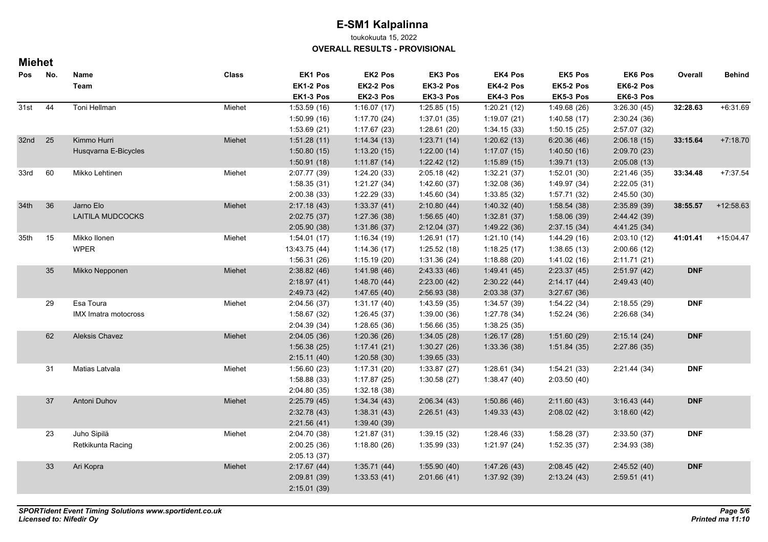# E-SM1 Kalpalinna

toukokuuta 15, 2022

**OVERALL RESULTS - PROVISIONAL**

## Miehet

| Pos | No. | Name / Team | Class | EK1 Pos / EK1-2 Pos / EK1-3 Pos | EK2 Pos / EK2-2 Pos / EK2-3 Pos | EK3 Pos / EK3-2 Pos / EK3-3 Pos | EK4 Pos / EK4-2 Pos / EK4-3 Pos | EK5 Pos / EK5-2 Pos / EK5-3 Pos | EK6 Pos / EK6-2 Pos / EK6-3 Pos | Overall | Behind |
|---|---|---|---|---|---|---|---|---|---|---|---|
| 31st | 44 | Toni Hellman | Miehet | 1:53.59 (16) | 1:16.07 (17) | 1:25.85 (15) | 1:20.21 (12) | 1:49.68 (26) | 3:26.30 (45) | **32:28.63** | +6:31.69 |
| | | | | 1:50.99 (16) | 1:17.70 (24) | 1:37.01 (35) | 1:19.07 (21) | 1:40.58 (17) | 2:30.24 (36) | | |
| | | | | 1:53.69 (21) | 1:17.67 (23) | 1:28.61 (20) | 1:34.15 (33) | 1:50.15 (25) | 2:57.07 (32) | | |
| 32nd | 25 | Kimmo Hurri | Miehet | 1:51.28 (11) | 1:14.34 (13) | 1:23.71 (14) | 1:20.62 (13) | 6:20.36 (46) | 2:06.18 (15) | **33:15.64** | +7:18.70 |
| | | Husqvarna E-Bicycles | | 1:50.80 (15) | 1:13.20 (15) | 1:22.00 (14) | 1:17.07 (15) | 1:40.50 (16) | 2:09.70 (23) | | |
| | | | | 1:50.91 (18) | 1:11.87 (14) | 1:22.42 (12) | 1:15.89 (15) | 1:39.71 (13) | 2:05.08 (13) | | |
| 33rd | 60 | Mikko Lehtinen | Miehet | 2:07.77 (39) | 1:24.20 (33) | 2:05.18 (42) | 1:32.21 (37) | 1:52.01 (30) | 2:21.46 (35) | **33:34.48** | +7:37.54 |
| | | | | 1:58.35 (31) | 1:21.27 (34) | 1:42.60 (37) | 1:32.08 (36) | 1:49.97 (34) | 2:22.05 (31) | | |
| | | | | 2:00.38 (33) | 1:22.29 (33) | 1:45.60 (34) | 1:33.85 (32) | 1:57.71 (32) | 2:45.50 (30) | | |
| 34th | 36 | Jarno Elo | Miehet | 2:17.18 (43) | 1:33.37 (41) | 2:10.80 (44) | 1:40.32 (40) | 1:58.54 (38) | 2:35.89 (39) | **38:55.57** | +12:58.63 |
| | | LAITILA MUDCOCKS | | 2:02.75 (37) | 1:27.36 (38) | 1:56.65 (40) | 1:32.81 (37) | 1:58.06 (39) | 2:44.42 (39) | | |
| | | | | 2:05.90 (38) | 1:31.86 (37) | 2:12.04 (37) | 1:49.22 (36) | 2:37.15 (34) | 4:41.25 (34) | | |
| 35th | 15 | Mikko Ilonen | Miehet | 1:54.01 (17) | 1:16.34 (19) | 1:26.91 (17) | 1:21.10 (14) | 1:44.29 (16) | 2:03.10 (12) | **41:01.41** | +15:04.47 |
| | | WPER | | 13:43.75 (44) | 1:14.36 (17) | 1:25.52 (18) | 1:18.25 (17) | 1:38.65 (13) | 2:00.66 (12) | | |
| | | | | 1:56.31 (26) | 1:15.19 (20) | 1:31.36 (24) | 1:18.88 (20) | 1:41.02 (16) | 2:11.71 (21) | | |
| | 35 | Mikko Nepponen | Miehet | 2:38.82 (46) | 1:41.98 (46) | 2:43.33 (46) | 1:49.41 (45) | 2:23.37 (45) | 2:51.97 (42) | **DNF** | |
| | | | | 2:18.97 (41) | 1:48.70 (44) | 2:23.00 (42) | 2:30.22 (44) | 2:14.17 (44) | 2:49.43 (40) | | |
| | | | | 2:49.73 (42) | 1:47.65 (40) | 2:56.93 (38) | 2:03.38 (37) | 3:27.67 (36) | | | |
| | 29 | Esa Toura | Miehet | 2:04.56 (37) | 1:31.17 (40) | 1:43.59 (35) | 1:34.57 (39) | 1:54.22 (34) | 2:18.55 (29) | **DNF** | |
| | | IMX Imatra motocross | | 1:58.67 (32) | 1:26.45 (37) | 1:39.00 (36) | 1:27.78 (34) | 1:52.24 (36) | 2:26.68 (34) | | |
| | | | | 2:04.39 (34) | 1:28.65 (36) | 1:56.66 (35) | 1:38.25 (35) | | | | |
| | 62 | Aleksis Chavez | Miehet | 2:04.05 (36) | 1:20.36 (26) | 1:34.05 (28) | 1:26.17 (28) | 1:51.60 (29) | 2:15.14 (24) | **DNF** | |
| | | | | 1:56.38 (25) | 1:17.41 (21) | 1:30.27 (26) | 1:33.36 (38) | 1:51.84 (35) | 2:27.86 (35) | | |
| | | | | 2:15.11 (40) | 1:20.58 (30) | 1:39.65 (33) | | | | | |
| | 31 | Matias Latvala | Miehet | 1:56.60 (23) | 1:17.31 (20) | 1:33.87 (27) | 1:28.61 (34) | 1:54.21 (33) | 2:21.44 (34) | **DNF** | |
| | | | | 1:58.88 (33) | 1:17.87 (25) | 1:30.58 (27) | 1:38.47 (40) | 2:03.50 (40) | | | |
| | | | | 2:04.80 (35) | 1:32.18 (38) | | | | | | |
| | 37 | Antoni Duhov | Miehet | 2:25.79 (45) | 1:34.34 (43) | 2:06.34 (43) | 1:50.86 (46) | 2:11.60 (43) | 3:16.43 (44) | **DNF** | |
| | | | | 2:32.78 (43) | 1:38.31 (43) | 2:26.51 (43) | 1:49.33 (43) | 2:08.02 (42) | 3:18.60 (42) | | |
| | | | | 2:21.56 (41) | 1:39.40 (39) | | | | | | |
| | 23 | Juho Sipilä | Miehet | 2:04.70 (38) | 1:21.87 (31) | 1:39.15 (32) | 1:28.46 (33) | 1:58.28 (37) | 2:33.50 (37) | **DNF** | |
| | | Retkikunta Racing | | 2:00.25 (36) | 1:18.80 (26) | 1:35.99 (33) | 1:21.97 (24) | 1:52.35 (37) | 2:34.93 (38) | | |
| | | | | 2:05.13 (37) | | | | | | | |
| | 33 | Ari Kopra | Miehet | 2:17.67 (44) | 1:35.71 (44) | 1:55.90 (40) | 1:47.26 (43) | 2:08.45 (42) | 2:45.52 (40) | **DNF** | |
| | | | | 2:09.81 (39) | 1:33.53 (41) | 2:01.66 (41) | 1:37.92 (39) | 2:13.24 (43) | 2:59.51 (41) | | |
| | | | | 2:15.01 (39) | | | | | | | |

***SPORTident Event Timing Solutions www.sportident.co.uk***
***Licensed to: Nifedir Oy***

***Printed ma 11:10***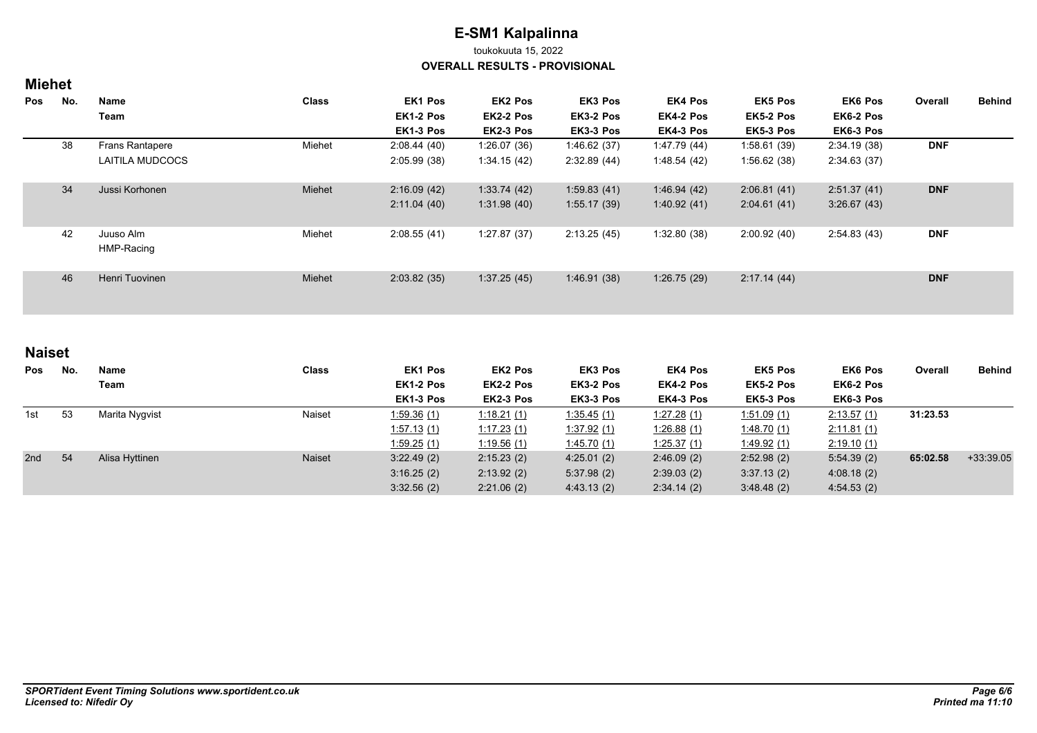# E-SM1 Kalpalinna

toukokuuta 15, 2022

**OVERALL RESULTS - PROVISIONAL**

## Miehet

| Pos | No. | Name / Team | Class | EK1 Pos / EK1-2 Pos / EK1-3 Pos | EK2 Pos / EK2-2 Pos / EK2-3 Pos | EK3 Pos / EK3-2 Pos / EK3-3 Pos | EK4 Pos / EK4-2 Pos / EK4-3 Pos | EK5 Pos / EK5-2 Pos / EK5-3 Pos | EK6 Pos / EK6-2 Pos / EK6-3 Pos | Overall | Behind |
|---|---|---|---|---|---|---|---|---|---|---|---|
| | 38 | Frans Rantapere | Miehet | 2:08.44 (40) | 1:26.07 (36) | 1:46.62 (37) | 1:47.79 (44) | 1:58.61 (39) | 2:34.19 (38) | **DNF** | |
| | | LAITILA MUDCOCS | | 2:05.99 (38) | 1:34.15 (42) | 2:32.89 (44) | 1:48.54 (42) | 1:56.62 (38) | 2:34.63 (37) | | |
| | 34 | Jussi Korhonen | Miehet | 2:16.09 (42) | 1:33.74 (42) | 1:59.83 (41) | 1:46.94 (42) | 2:06.81 (41) | 2:51.37 (41) | **DNF** | |
| | | | | 2:11.04 (40) | 1:31.98 (40) | 1:55.17 (39) | 1:40.92 (41) | 2:04.61 (41) | 3:26.67 (43) | | |
| | 42 | Juuso Alm | Miehet | 2:08.55 (41) | 1:27.87 (37) | 2:13.25 (45) | 1:32.80 (38) | 2:00.92 (40) | 2:54.83 (43) | **DNF** | |
| | | HMP-Racing | | | | | | | | | |
| | 46 | Henri Tuovinen | Miehet | 2:03.82 (35) | 1:37.25 (45) | 1:46.91 (38) | 1:26.75 (29) | 2:17.14 (44) | | **DNF** | |

## Naiset

| Pos | No. | Name / Team | Class | EK1 Pos / EK1-2 Pos / EK1-3 Pos | EK2 Pos / EK2-2 Pos / EK2-3 Pos | EK3 Pos / EK3-2 Pos / EK3-3 Pos | EK4 Pos / EK4-2 Pos / EK4-3 Pos | EK5 Pos / EK5-2 Pos / EK5-3 Pos | EK6 Pos / EK6-2 Pos / EK6-3 Pos | Overall | Behind |
|---|---|---|---|---|---|---|---|---|---|---|---|
| 1st | 53 | Marita Nygvist | Naiset | 1:59.36 (1) | 1:18.21 (1) | 1:35.45 (1) | 1:27.28 (1) | 1:51.09 (1) | 2:13.57 (1) | **31:23.53** | |
| | | | | 1:57.13 (1) | 1:17.23 (1) | 1:37.92 (1) | 1:26.88 (1) | 1:48.70 (1) | 2:11.81 (1) | | |
| | | | | 1:59.25 (1) | 1:19.56 (1) | 1:45.70 (1) | 1:25.37 (1) | 1:49.92 (1) | 2:19.10 (1) | | |
| 2nd | 54 | Alisa Hyttinen | Naiset | 3:22.49 (2) | 2:15.23 (2) | 4:25.01 (2) | 2:46.09 (2) | 2:52.98 (2) | 5:54.39 (2) | **65:02.58** | +33:39.05 |
| | | | | 3:16.25 (2) | 2:13.92 (2) | 5:37.98 (2) | 2:39.03 (2) | 3:37.13 (2) | 4:08.18 (2) | | |
| | | | | 3:32.56 (2) | 2:21.06 (2) | 4:43.13 (2) | 2:34.14 (2) | 3:48.48 (2) | 4:54.53 (2) | | |

*SPORTident Event Timing Solutions www.sportident.co.uk*
*Licensed to: Nifedir Oy*

*Printed ma 11:10*